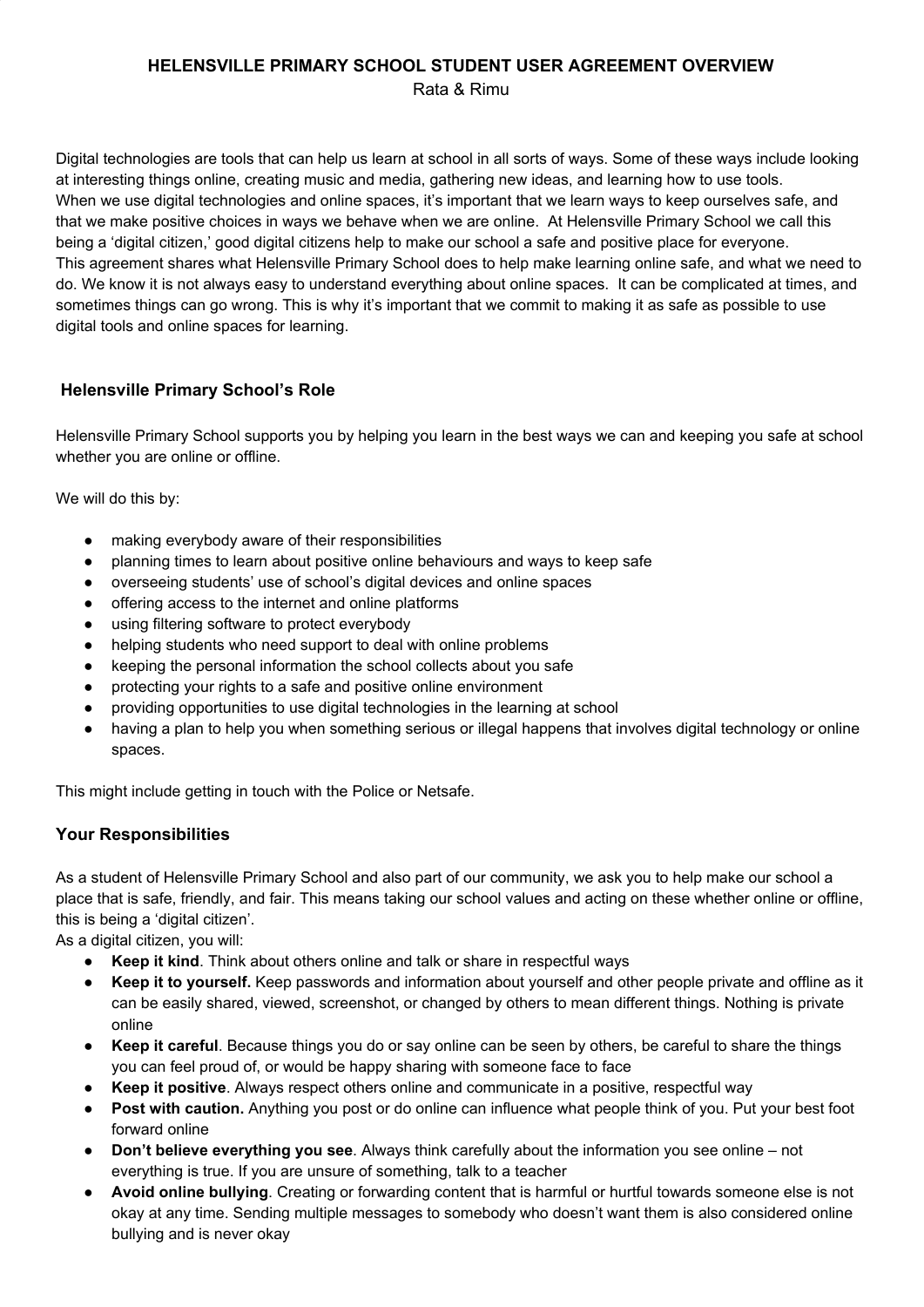# HELENSVILLE PRIMARY SCHOOL STUDENT USER AGREEMENT OVERVIEW

Rata & Rimu

Digital technologies are tools that can help us learn at school in all sorts of ways. Some of these ways include looking at interesting things online, creating music and media, gathering new ideas, and learning how to use tools.
When we use digital technologies and online spaces, it's important that we learn ways to keep ourselves safe, and that we make positive choices in ways we behave when we are online. At Helensville Primary School we call this being a 'digital citizen,' good digital citizens help to make our school a safe and positive place for everyone.
This agreement shares what Helensville Primary School does to help make learning online safe, and what we need to do. We know it is not always easy to understand everything about online spaces. It can be complicated at times, and sometimes things can go wrong. This is why it's important that we commit to making it as safe as possible to use digital tools and online spaces for learning.

## Helensville Primary School's Role

Helensville Primary School supports you by helping you learn in the best ways we can and keeping you safe at school whether you are online or offline.

We will do this by:

- making everybody aware of their responsibilities
- planning times to learn about positive online behaviours and ways to keep safe
- overseeing students' use of school's digital devices and online spaces
- offering access to the internet and online platforms
- using filtering software to protect everybody
- helping students who need support to deal with online problems
- keeping the personal information the school collects about you safe
- protecting your rights to a safe and positive online environment
- providing opportunities to use digital technologies in the learning at school
- having a plan to help you when something serious or illegal happens that involves digital technology or online spaces.

This might include getting in touch with the Police or Netsafe.

## Your Responsibilities

As a student of Helensville Primary School and also part of our community, we ask you to help make our school a place that is safe, friendly, and fair. This means taking our school values and acting on these whether online or offline, this is being a 'digital citizen'.
As a digital citizen, you will:

- **Keep it kind**. Think about others online and talk or share in respectful ways
- **Keep it to yourself.** Keep passwords and information about yourself and other people private and offline as it can be easily shared, viewed, screenshot, or changed by others to mean different things. Nothing is private online
- **Keep it careful**. Because things you do or say online can be seen by others, be careful to share the things you can feel proud of, or would be happy sharing with someone face to face
- **Keep it positive**. Always respect others online and communicate in a positive, respectful way
- **Post with caution.** Anything you post or do online can influence what people think of you. Put your best foot forward online
- **Don't believe everything you see**. Always think carefully about the information you see online – not everything is true. If you are unsure of something, talk to a teacher
- **Avoid online bullying**. Creating or forwarding content that is harmful or hurtful towards someone else is not okay at any time. Sending multiple messages to somebody who doesn't want them is also considered online bullying and is never okay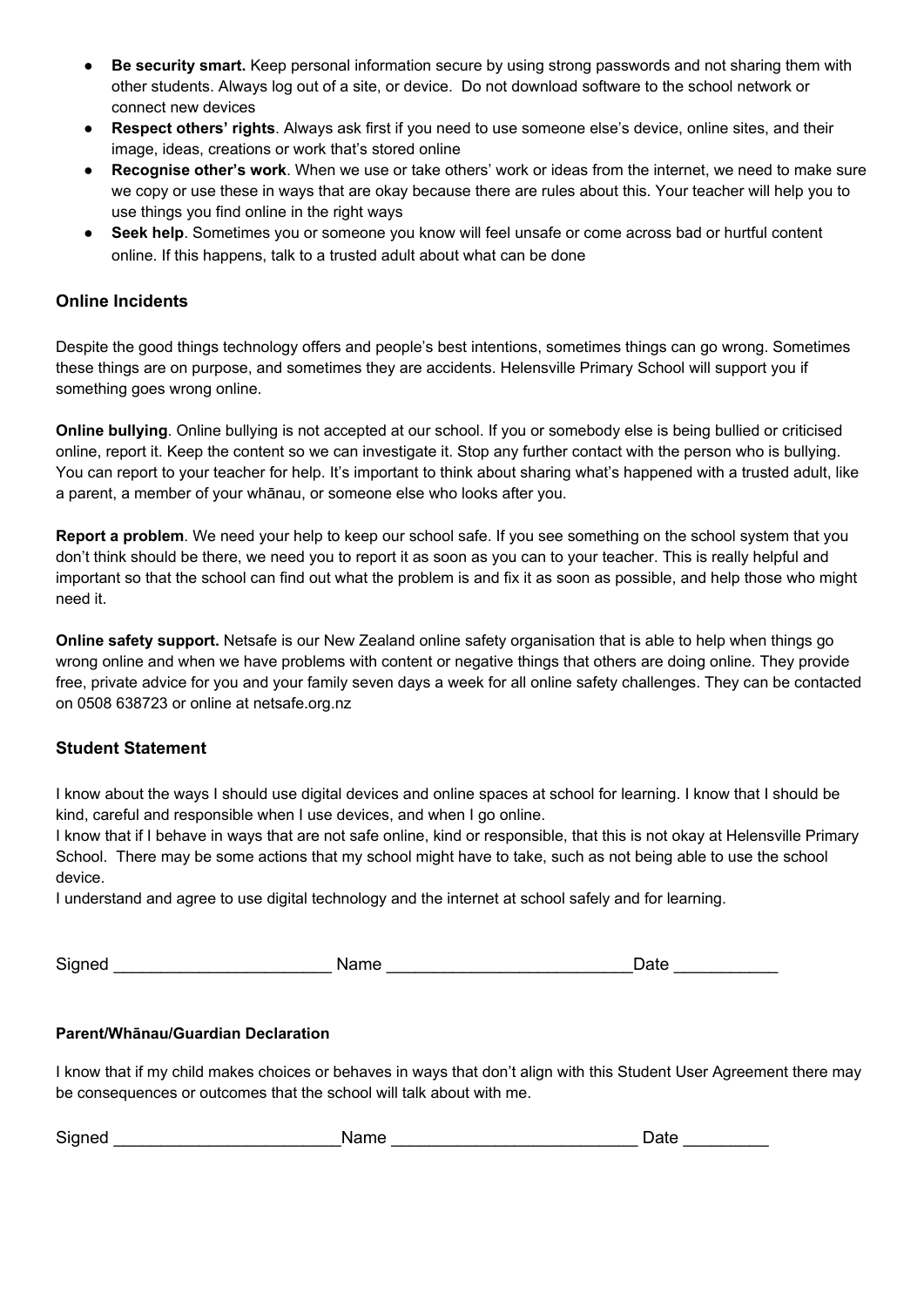- **Be security smart.** Keep personal information secure by using strong passwords and not sharing them with other students. Always log out of a site, or device. Do not download software to the school network or connect new devices
- **Respect others' rights**. Always ask first if you need to use someone else's device, online sites, and their image, ideas, creations or work that's stored online
- **Recognise other's work**. When we use or take others' work or ideas from the internet, we need to make sure we copy or use these in ways that are okay because there are rules about this. Your teacher will help you to use things you find online in the right ways
- **Seek help**. Sometimes you or someone you know will feel unsafe or come across bad or hurtful content online. If this happens, talk to a trusted adult about what can be done

### Online Incidents

Despite the good things technology offers and people's best intentions, sometimes things can go wrong. Sometimes these things are on purpose, and sometimes they are accidents. Helensville Primary School will support you if something goes wrong online.

**Online bullying**. Online bullying is not accepted at our school. If you or somebody else is being bullied or criticised online, report it. Keep the content so we can investigate it. Stop any further contact with the person who is bullying. You can report to your teacher for help. It's important to think about sharing what's happened with a trusted adult, like a parent, a member of your whānau, or someone else who looks after you.

**Report a problem**. We need your help to keep our school safe. If you see something on the school system that you don't think should be there, we need you to report it as soon as you can to your teacher. This is really helpful and important so that the school can find out what the problem is and fix it as soon as possible, and help those who might need it.

**Online safety support.** Netsafe is our New Zealand online safety organisation that is able to help when things go wrong online and when we have problems with content or negative things that others are doing online. They provide free, private advice for you and your family seven days a week for all online safety challenges. They can be contacted on 0508 638723 or online at netsafe.org.nz

### Student Statement

I know about the ways I should use digital devices and online spaces at school for learning. I know that I should be kind, careful and responsible when I use devices, and when I go online.
I know that if I behave in ways that are not safe online, kind or responsible, that this is not okay at Helensville Primary School. There may be some actions that my school might have to take, such as not being able to use the school device.
I understand and agree to use digital technology and the internet at school safely and for learning.

Signed _______________________ Name _________________________Date ___________

#### Parent/Whānau/Guardian Declaration

I know that if my child makes choices or behaves in ways that don't align with this Student User Agreement there may be consequences or outcomes that the school will talk about with me.

Signed ________________________Name _________________________ Date _________